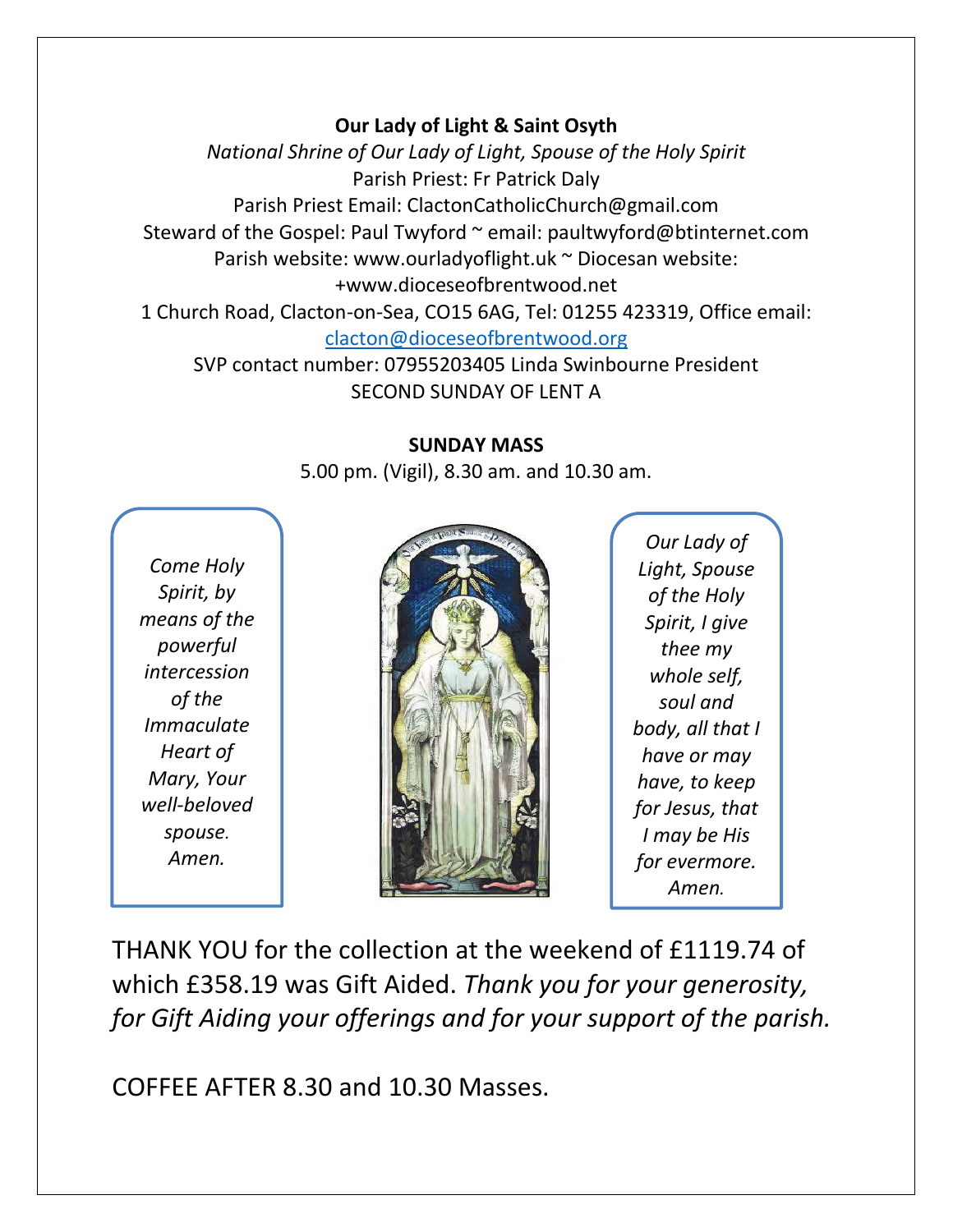**Our Lady of Light & Saint Osyth**

*National Shrine of Our Lady of Light, Spouse of the Holy Spirit*

Parish Priest: Fr Patrick Daly

Parish Priest Email: ClactonCatholicChurch@gmail.com

Steward of the Gospel: Paul Twyford ~ email: paultwyford@btinternet.com

Parish website: www.ourladyoflight.uk ~ Diocesan website: +www.dioceseofbrentwood.net

1 Church Road, Clacton-on-Sea, CO15 6AG, Tel: 01255 423319, Office email: clacton@dioceseofbrentwood.org

SVP contact number: 07955203405 Linda Swinbourne President

SECOND SUNDAY OF LENT A

**SUNDAY MASS**

5.00 pm. (Vigil), 8.30 am. and 10.30 am.

*Come Holy Spirit, by means of the powerful intercession of the Immaculate Heart of Mary, Your well-beloved spouse. Amen.*

*Our Lady of Light, Spouse of the Holy Spirit, I give thee my whole self, soul and body, all that I have or may have, to keep for Jesus, that I may be His for evermore. Amen.*

THANK YOU for the collection at the weekend of £1119.74 of which £358.19 was Gift Aided. *Thank you for your generosity, for Gift Aiding your offerings and for your support of the parish.*

COFFEE AFTER 8.30 and 10.30 Masses.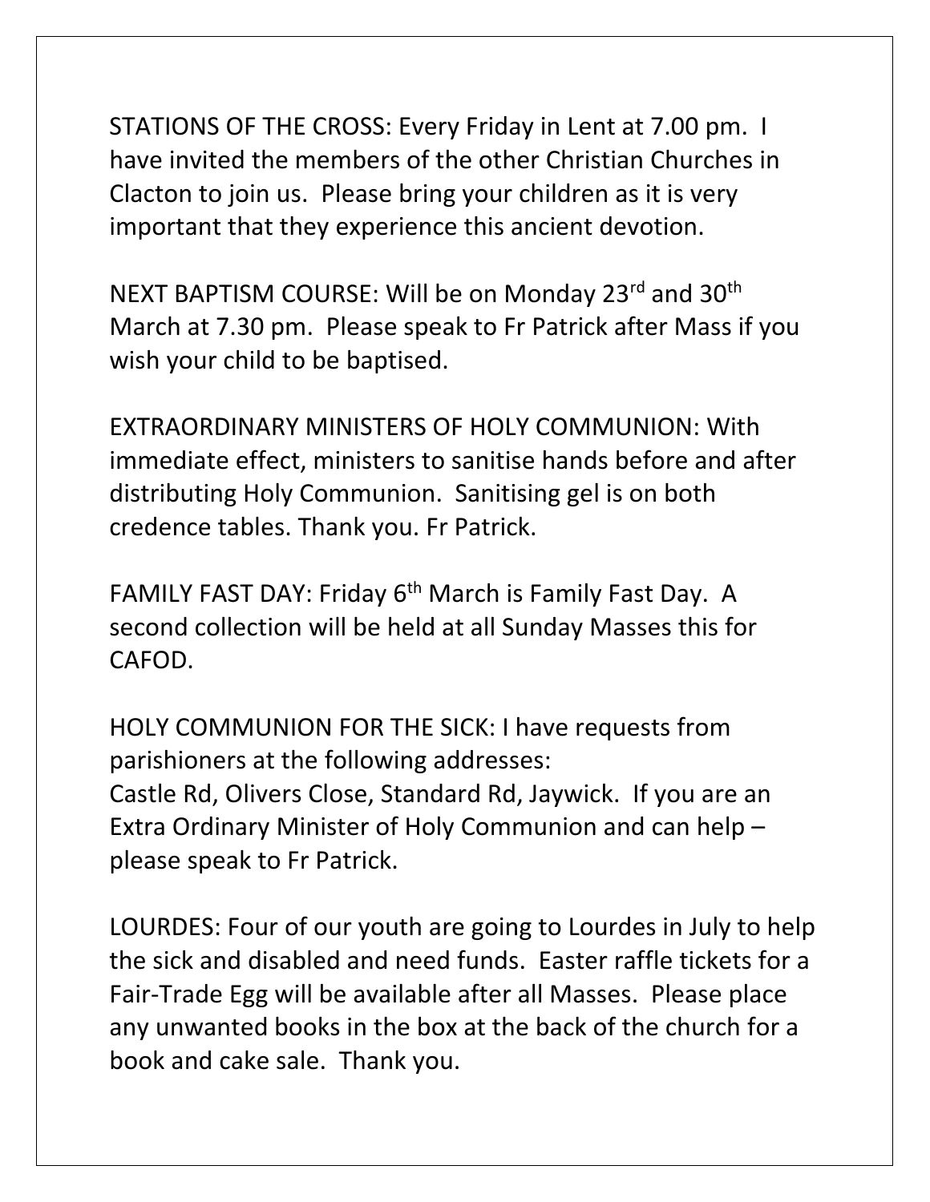STATIONS OF THE CROSS: Every Friday in Lent at 7.00 pm. I have invited the members of the other Christian Churches in Clacton to join us. Please bring your children as it is very important that they experience this ancient devotion.

NEXT BAPTISM COURSE: Will be on Monday 23rd and 30th March at 7.30 pm. Please speak to Fr Patrick after Mass if you wish your child to be baptised.

EXTRAORDINARY MINISTERS OF HOLY COMMUNION: With immediate effect, ministers to sanitise hands before and after distributing Holy Communion. Sanitising gel is on both credence tables. Thank you. Fr Patrick.

FAMILY FAST DAY: Friday 6th March is Family Fast Day. A second collection will be held at all Sunday Masses this for CAFOD.

HOLY COMMUNION FOR THE SICK: I have requests from parishioners at the following addresses:
Castle Rd, Olivers Close, Standard Rd, Jaywick. If you are an Extra Ordinary Minister of Holy Communion and can help – please speak to Fr Patrick.

LOURDES: Four of our youth are going to Lourdes in July to help the sick and disabled and need funds. Easter raffle tickets for a Fair-Trade Egg will be available after all Masses. Please place any unwanted books in the box at the back of the church for a book and cake sale. Thank you.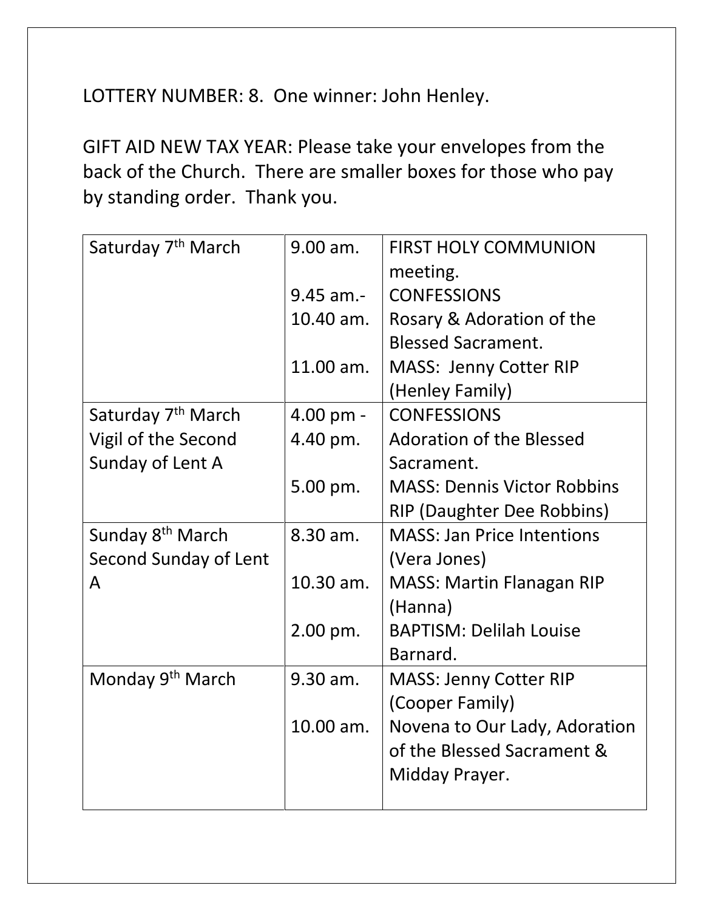LOTTERY NUMBER: 8.  One winner: John Henley.

GIFT AID NEW TAX YEAR: Please take your envelopes from the back of the Church.  There are smaller boxes for those who pay by standing order.  Thank you.

| | | |
|---|---|---|
| Saturday 7th March | 9.00 am.<br><br>9.45 am.-<br>10.40 am.<br><br>11.00 am. | FIRST HOLY COMMUNION meeting.<br>CONFESSIONS<br>Rosary & Adoration of the Blessed Sacrament.<br>MASS:  Jenny Cotter RIP (Henley Family) |
| Saturday 7th March<br>Vigil of the Second Sunday of Lent A | 4.00 pm -<br>4.40 pm.<br><br>5.00 pm. | CONFESSIONS<br>Adoration of the Blessed Sacrament.<br>MASS: Dennis Victor Robbins RIP (Daughter Dee Robbins) |
| Sunday 8th March<br>Second Sunday of Lent A | 8.30 am.<br><br>10.30 am.<br><br>2.00 pm. | MASS: Jan Price Intentions (Vera Jones)<br>MASS: Martin Flanagan RIP (Hanna)<br>BAPTISM: Delilah Louise Barnard. |
| Monday 9th March | 9.30 am.<br><br>10.00 am. | MASS: Jenny Cotter RIP (Cooper Family)<br>Novena to Our Lady, Adoration of the Blessed Sacrament & Midday Prayer. |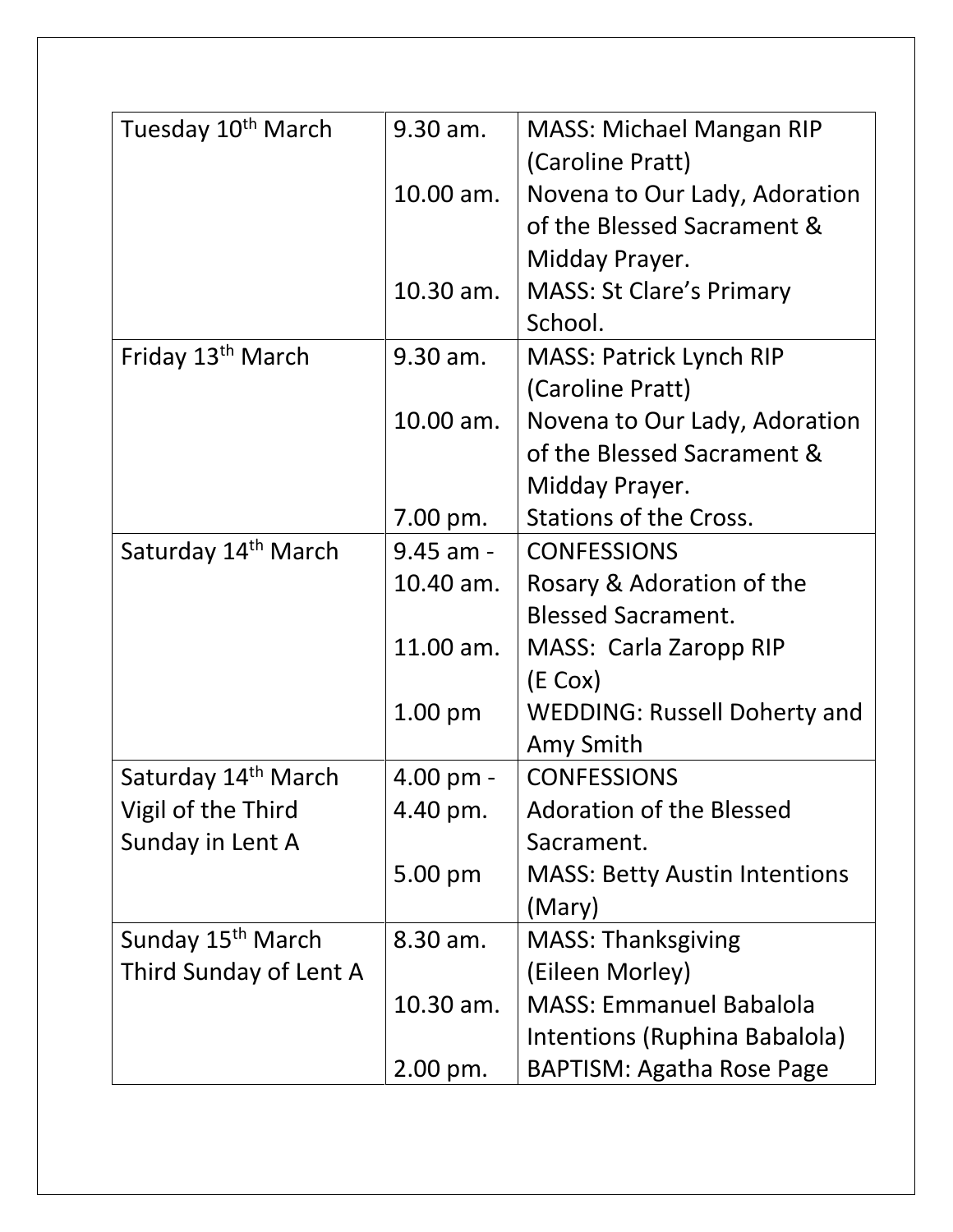| | | |
|---|---|---|
| Tuesday 10th March | 9.30 am.<br>10.00 am.<br><br><br>10.30 am. | MASS: Michael Mangan RIP (Caroline Pratt)<br>Novena to Our Lady, Adoration of the Blessed Sacrament & Midday Prayer.<br>MASS: St Clare's Primary School. |
| Friday 13th March | 9.30 am.<br>10.00 am.<br><br><br>7.00 pm. | MASS: Patrick Lynch RIP (Caroline Pratt)<br>Novena to Our Lady, Adoration of the Blessed Sacrament & Midday Prayer.<br>Stations of the Cross. |
| Saturday 14th March | 9.45 am -<br>10.40 am.<br><br>11.00 am.<br><br>1.00 pm | CONFESSIONS<br>Rosary & Adoration of the Blessed Sacrament.<br>MASS: Carla Zaropp RIP (E Cox)<br>WEDDING: Russell Doherty and Amy Smith |
| Saturday 14th March<br>Vigil of the Third Sunday in Lent A | 4.00 pm -<br>4.40 pm.<br><br>5.00 pm | CONFESSIONS<br>Adoration of the Blessed Sacrament.<br>MASS: Betty Austin Intentions (Mary) |
| Sunday 15th March<br>Third Sunday of Lent A | 8.30 am.<br><br>10.30 am.<br><br>2.00 pm. | MASS: Thanksgiving (Eileen Morley)<br>MASS: Emmanuel Babalola Intentions (Ruphina Babalola)<br>BAPTISM: Agatha Rose Page |